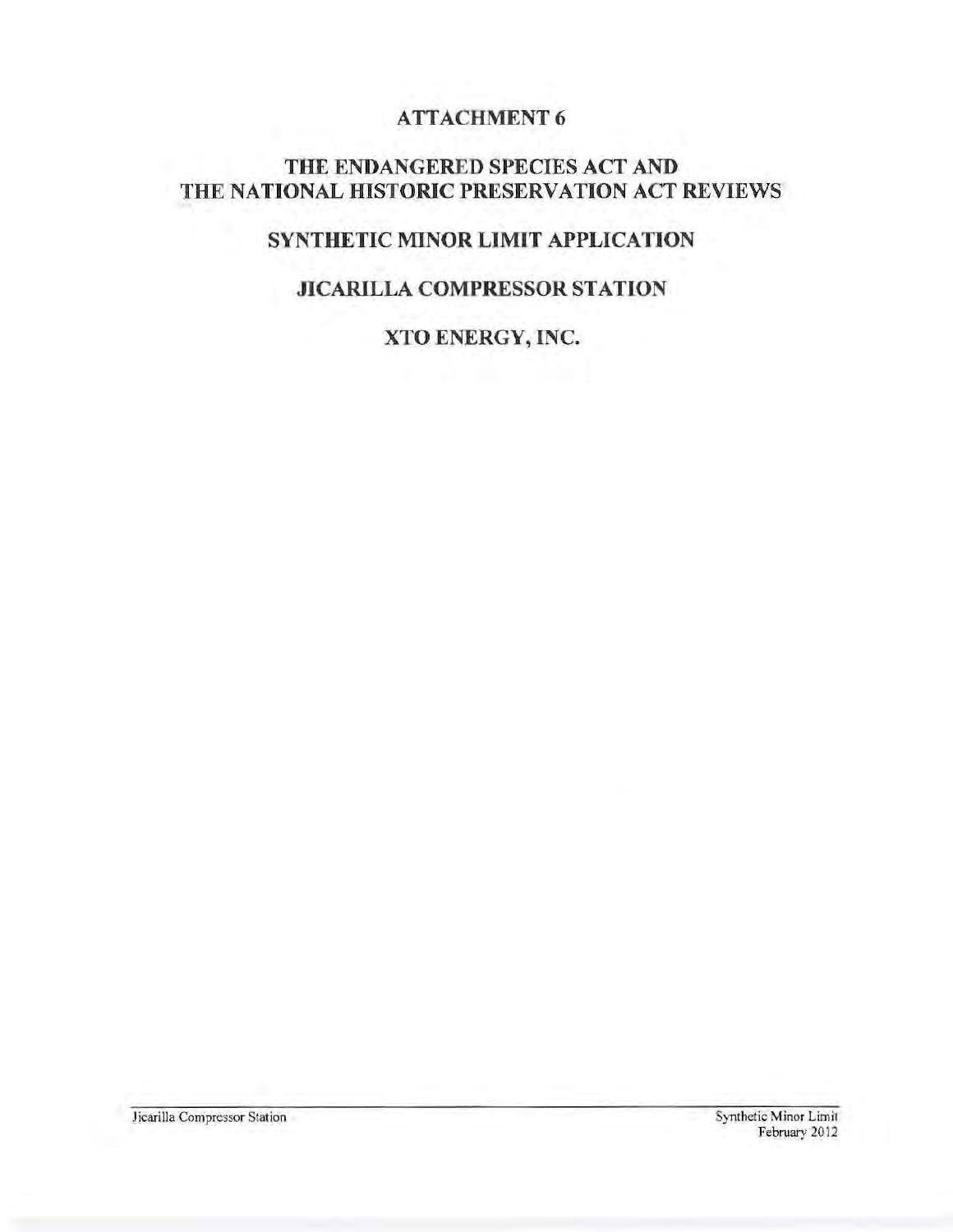# ATTACHMENT 6

## THE ENDANGERED SPECIES ACT AND THE NATIONAL HISTORIC PRESERVATION ACT REVIEWS

## SYNTHETIC MINOR LIMIT APPLICATION

## JICARILLA COMPRESSOR STATION

## XTO ENERGY, INC.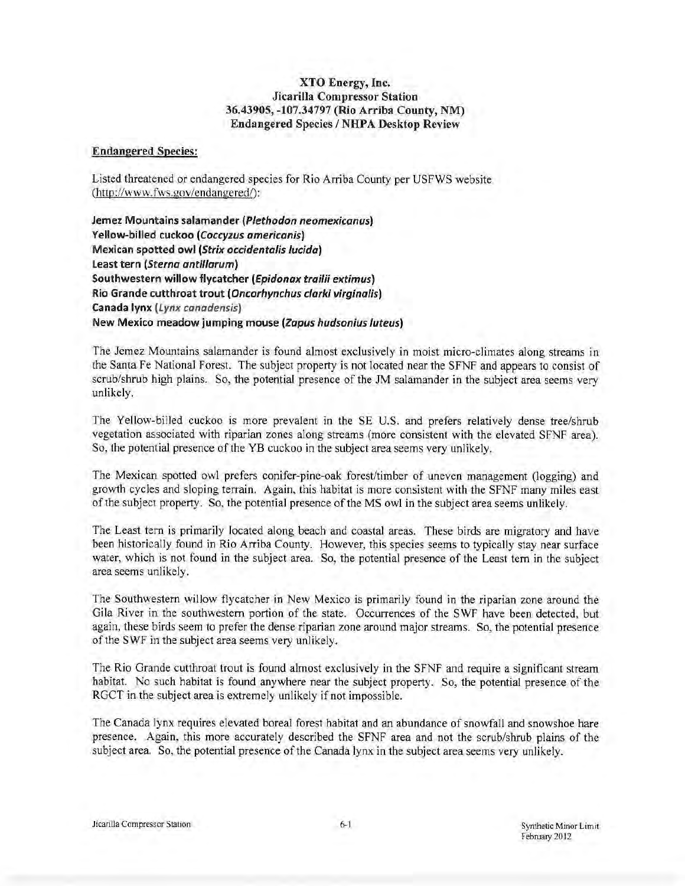**XTO Energy, Inc.**
**Jicarilla Compressor Station**
**36.43905, -107.34797 (Rio Arriba County, NM)**
**Endangered Species / NHPA Desktop Review**

**Endangered Species:**

Listed threatened or endangered species for Rio Arriba County per USFWS website (http://www.fws.gov/endangered/):

**Jemez Mountains salamander (*Plethodon neomexicanus*)**
**Yellow-billed cuckoo (*Coccyzus americanis*)**
**Mexican spotted owl (*Strix occidentalis lucida*)**
**Least tern (*Sterna antillarum*)**
**Southwestern willow flycatcher (*Epidonax trailii extimus*)**
**Rio Grande cutthroat trout (*Oncorhynchus clarki virginalis*)**
**Canada lynx (*Lynx canadensis*)**
**New Mexico meadow jumping mouse (*Zapus hudsonius luteus*)**

The Jemez Mountains salamander is found almost exclusively in moist micro-climates along streams in the Santa Fe National Forest. The subject property is not located near the SFNF and appears to consist of scrub/shrub high plains. So, the potential presence of the JM salamander in the subject area seems very unlikely.

The Yellow-billed cuckoo is more prevalent in the SE U.S. and prefers relatively dense tree/shrub vegetation associated with riparian zones along streams (more consistent with the elevated SFNF area). So, the potential presence of the YB cuckoo in the subject area seems very unlikely.

The Mexican spotted owl prefers conifer-pine-oak forest/timber of uneven management (logging) and growth cycles and sloping terrain. Again, this habitat is more consistent with the SFNF many miles east of the subject property. So, the potential presence of the MS owl in the subject area seems unlikely.

The Least tern is primarily located along beach and coastal areas. These birds are migratory and have been historically found in Rio Arriba County. However, this species seems to typically stay near surface water, which is not found in the subject area. So, the potential presence of the Least tern in the subject area seems unlikely.

The Southwestern willow flycatcher in New Mexico is primarily found in the riparian zone around the Gila River in the southwestern portion of the state. Occurrences of the SWF have been detected, but again, these birds seem to prefer the dense riparian zone around major streams. So, the potential presence of the SWF in the subject area seems very unlikely.

The Rio Grande cutthroat trout is found almost exclusively in the SFNF and require a significant stream habitat. No such habitat is found anywhere near the subject property. So, the potential presence of the RGCT in the subject area is extremely unlikely if not impossible.

The Canada lynx requires elevated boreal forest habitat and an abundance of snowfall and snowshoe hare presence. Again, this more accurately described the SFNF area and not the scrub/shrub plains of the subject area. So, the potential presence of the Canada lynx in the subject area seems very unlikely.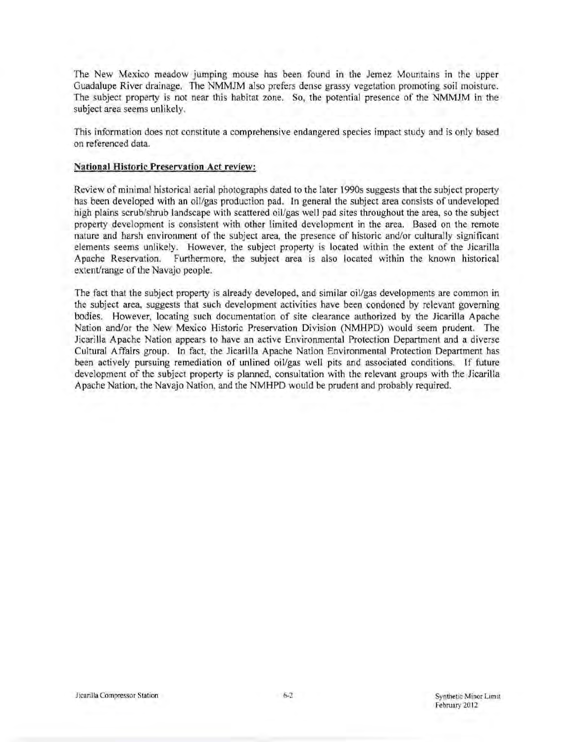The New Mexico meadow jumping mouse has been found in the Jemez Mountains in the upper Guadalupe River drainage. The NMMJM also prefers dense grassy vegetation promoting soil moisture. The subject property is not near this habitat zone. So, the potential presence of the NMMJM in the subject area seems unlikely.

This information does not constitute a comprehensive endangered species impact study and is only based on referenced data.

**National Historic Preservation Act review:**

Review of minimal historical aerial photographs dated to the later 1990s suggests that the subject property has been developed with an oil/gas production pad. In general the subject area consists of undeveloped high plains scrub/shrub landscape with scattered oil/gas well pad sites throughout the area, so the subject property development is consistent with other limited development in the area. Based on the remote nature and harsh environment of the subject area, the presence of historic and/or culturally significant elements seems unlikely. However, the subject property is located within the extent of the Jicarilla Apache Reservation. Furthermore, the subject area is also located within the known historical extent/range of the Navajo people.

The fact that the subject property is already developed, and similar oil/gas developments are common in the subject area, suggests that such development activities have been condoned by relevant governing bodies. However, locating such documentation of site clearance authorized by the Jicarilla Apache Nation and/or the New Mexico Historic Preservation Division (NMHPD) would seem prudent. The Jicarilla Apache Nation appears to have an active Environmental Protection Department and a diverse Cultural Affairs group. In fact, the Jicarilla Apache Nation Environmental Protection Department has been actively pursuing remediation of unlined oil/gas well pits and associated conditions. If future development of the subject property is planned, consultation with the relevant groups with the Jicarilla Apache Nation, the Navajo Nation, and the NMHPD would be prudent and probably required.